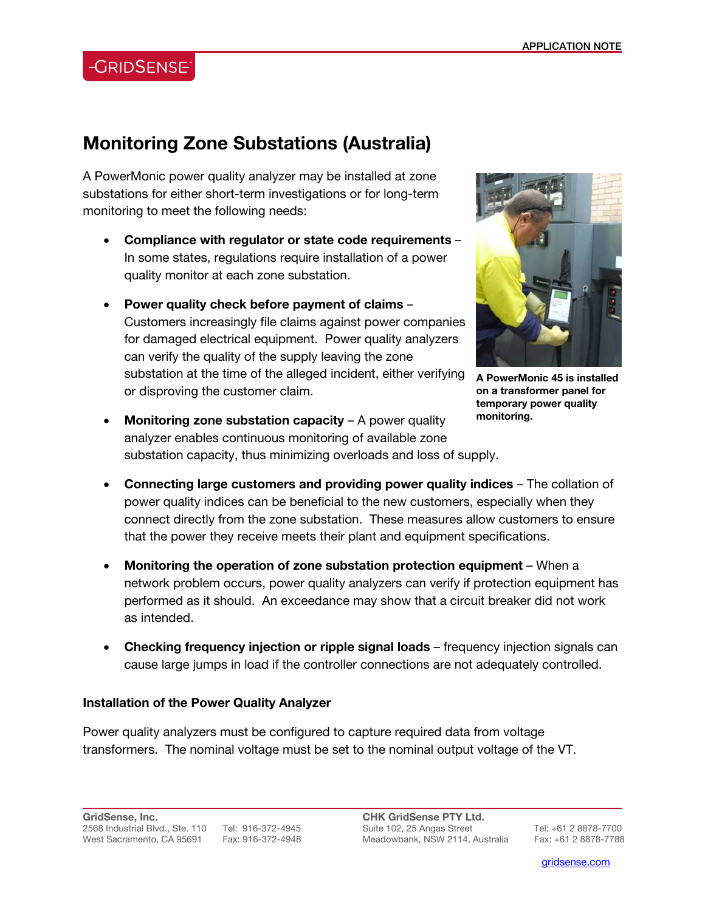# Monitoring Zone Substations (Australia)

A PowerMonic power quality analyzer may be installed at zone substations for either short-term investigations or for long-term monitoring to meet the following needs:

- **Compliance with regulator or state code requirements** – In some states, regulations require installation of a power quality monitor at each zone substation.
- **Power quality check before payment of claims** – Customers increasingly file claims against power companies for damaged electrical equipment. Power quality analyzers can verify the quality of the supply leaving the zone substation at the time of the alleged incident, either verifying or disproving the customer claim.
- **Monitoring zone substation capacity** – A power quality analyzer enables continuous monitoring of available zone substation capacity, thus minimizing overloads and loss of supply.
- **Connecting large customers and providing power quality indices** – The collation of power quality indices can be beneficial to the new customers, especially when they connect directly from the zone substation. These measures allow customers to ensure that the power they receive meets their plant and equipment specifications.
- **Monitoring the operation of zone substation protection equipment** – When a network problem occurs, power quality analyzers can verify if protection equipment has performed as it should. An exceedance may show that a circuit breaker did not work as intended.
- **Checking frequency injection or ripple signal loads** – frequency injection signals can cause large jumps in load if the controller connections are not adequately controlled.

**A PowerMonic 45 is installed on a transformer panel for temporary power quality monitoring.**

### Installation of the Power Quality Analyzer

Power quality analyzers must be configured to capture required data from voltage transformers. The nominal voltage must be set to the nominal output voltage of the VT.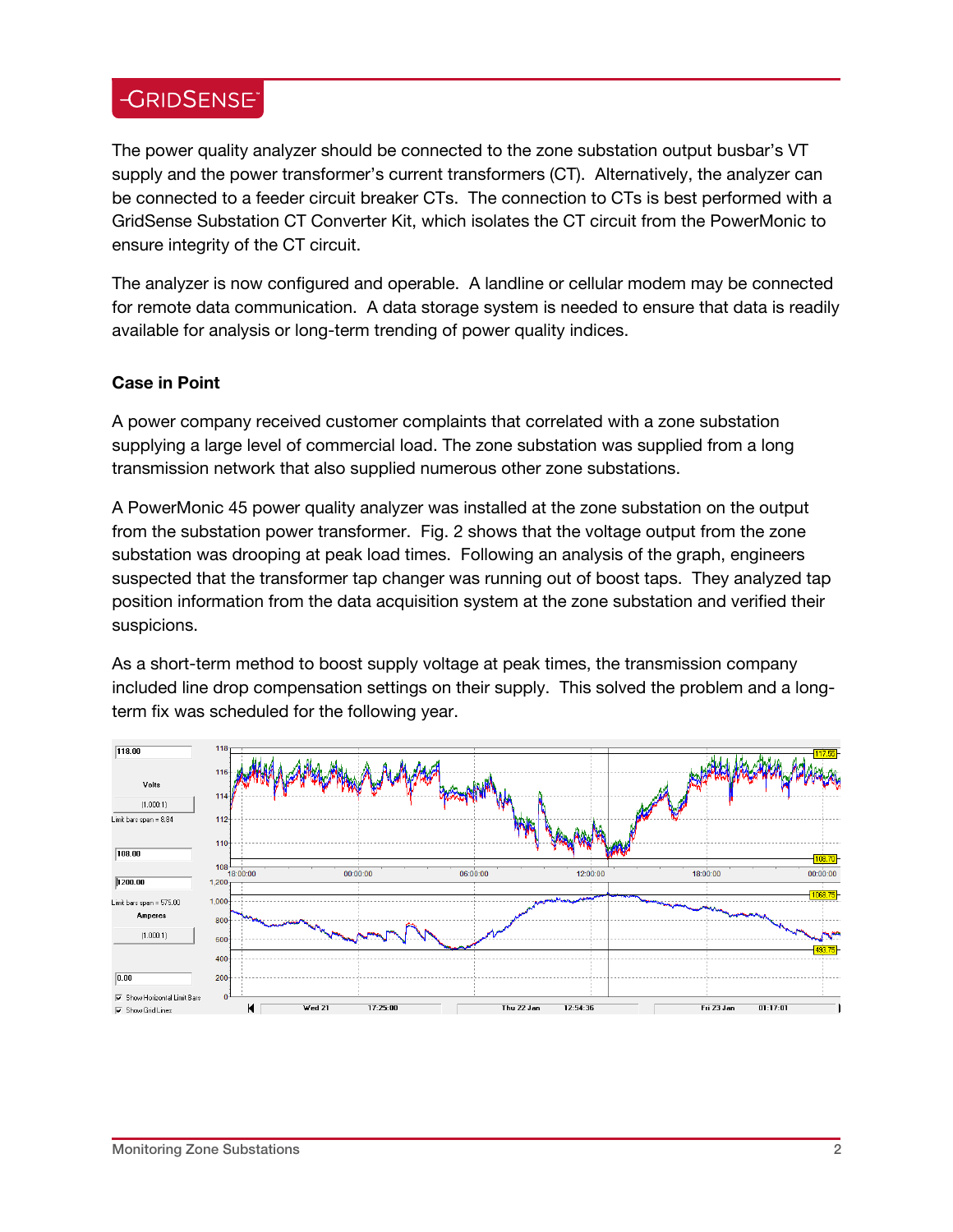The power quality analyzer should be connected to the zone substation output busbar's VT supply and the power transformer's current transformers (CT). Alternatively, the analyzer can be connected to a feeder circuit breaker CTs. The connection to CTs is best performed with a GridSense Substation CT Converter Kit, which isolates the CT circuit from the PowerMonic to ensure integrity of the CT circuit.

The analyzer is now configured and operable. A landline or cellular modem may be connected for remote data communication. A data storage system is needed to ensure that data is readily available for analysis or long-term trending of power quality indices.

**Case in Point**

A power company received customer complaints that correlated with a zone substation supplying a large level of commercial load. The zone substation was supplied from a long transmission network that also supplied numerous other zone substations.

A PowerMonic 45 power quality analyzer was installed at the zone substation on the output from the substation power transformer. Fig. 2 shows that the voltage output from the zone substation was drooping at peak load times. Following an analysis of the graph, engineers suspected that the transformer tap changer was running out of boost taps. They analyzed tap position information from the data acquisition system at the zone substation and verified their suspicions.

As a short-term method to boost supply voltage at peak times, the transmission company included line drop compensation settings on their supply. This solved the problem and a long-term fix was scheduled for the following year.

118.00
Volts
(1.000:1)
Limit bars span = 8.84
108.00
118
116
114
112
110
108
117.55
108.70
18:00:00
00:00:00
06:00:00
12:00:00
18:00:00
00:00:00

1200.00
Limit bars span = 575.00
Amperes
(1.000:1)
0.00
1,200
1,000
800
600
400
200
0
1068.75
493.75
Show Horizontal Limit Bars
Show Grid Lines
Wed 21 17:25:00
Thu 22 Jan 12:54:36
Fri 23 Jan 01:17:01